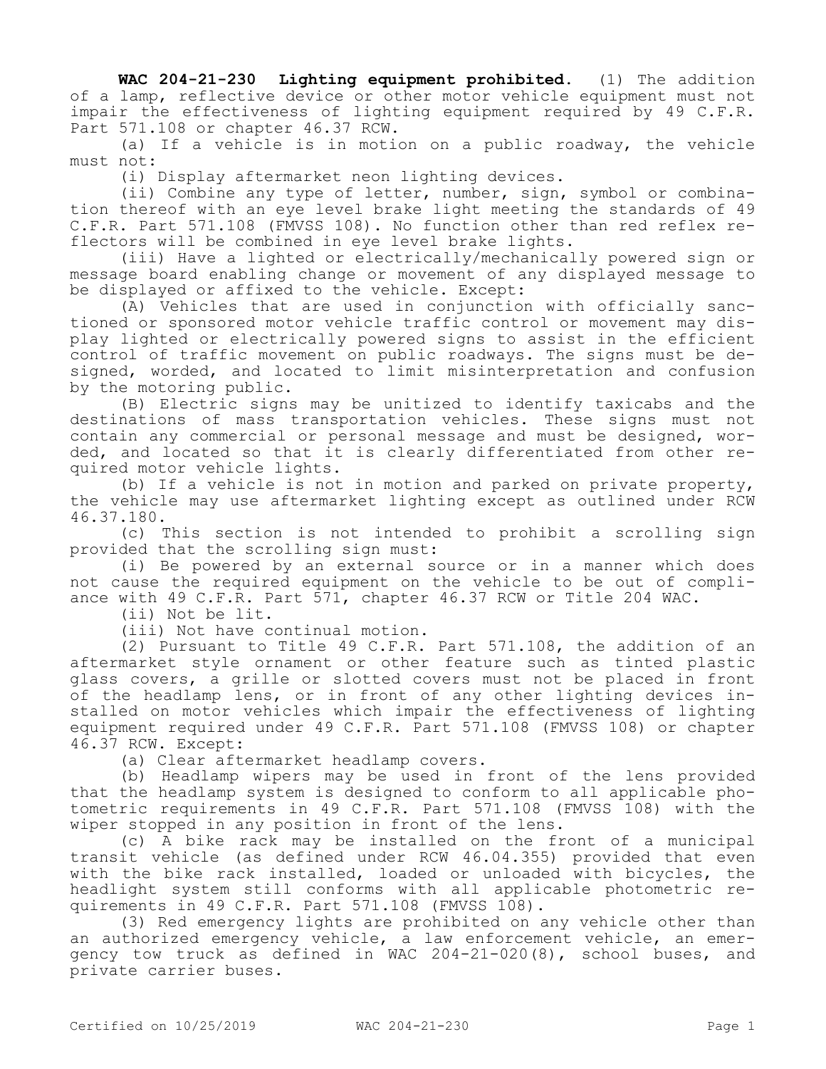**WAC 204-21-230 Lighting equipment prohibited.** (1) The addition of a lamp, reflective device or other motor vehicle equipment must not impair the effectiveness of lighting equipment required by 49 C.F.R. Part 571.108 or chapter 46.37 RCW.

(a) If a vehicle is in motion on a public roadway, the vehicle must not:

(i) Display aftermarket neon lighting devices.

(ii) Combine any type of letter, number, sign, symbol or combination thereof with an eye level brake light meeting the standards of 49 C.F.R. Part 571.108 (FMVSS 108). No function other than red reflex reflectors will be combined in eye level brake lights.

(iii) Have a lighted or electrically/mechanically powered sign or message board enabling change or movement of any displayed message to be displayed or affixed to the vehicle. Except:

(A) Vehicles that are used in conjunction with officially sanctioned or sponsored motor vehicle traffic control or movement may display lighted or electrically powered signs to assist in the efficient control of traffic movement on public roadways. The signs must be designed, worded, and located to limit misinterpretation and confusion by the motoring public.

(B) Electric signs may be unitized to identify taxicabs and the destinations of mass transportation vehicles. These signs must not contain any commercial or personal message and must be designed, worded, and located so that it is clearly differentiated from other required motor vehicle lights.

(b) If a vehicle is not in motion and parked on private property, the vehicle may use aftermarket lighting except as outlined under RCW 46.37.180.

(c) This section is not intended to prohibit a scrolling sign provided that the scrolling sign must:

(i) Be powered by an external source or in a manner which does not cause the required equipment on the vehicle to be out of compliance with 49 C.F.R. Part 571, chapter 46.37 RCW or Title 204 WAC.

(ii) Not be lit.

(iii) Not have continual motion.

(2) Pursuant to Title 49 C.F.R. Part 571.108, the addition of an aftermarket style ornament or other feature such as tinted plastic glass covers, a grille or slotted covers must not be placed in front of the headlamp lens, or in front of any other lighting devices installed on motor vehicles which impair the effectiveness of lighting equipment required under 49 C.F.R. Part 571.108 (FMVSS 108) or chapter 46.37 RCW. Except:

(a) Clear aftermarket headlamp covers.

(b) Headlamp wipers may be used in front of the lens provided that the headlamp system is designed to conform to all applicable photometric requirements in 49 C.F.R. Part 571.108 (FMVSS 108) with the wiper stopped in any position in front of the lens.

(c) A bike rack may be installed on the front of a municipal transit vehicle (as defined under RCW 46.04.355) provided that even with the bike rack installed, loaded or unloaded with bicycles, the headlight system still conforms with all applicable photometric requirements in 49 C.F.R. Part 571.108 (FMVSS 108).

(3) Red emergency lights are prohibited on any vehicle other than an authorized emergency vehicle, a law enforcement vehicle, an emergency tow truck as defined in WAC 204-21-020(8), school buses, and private carrier buses.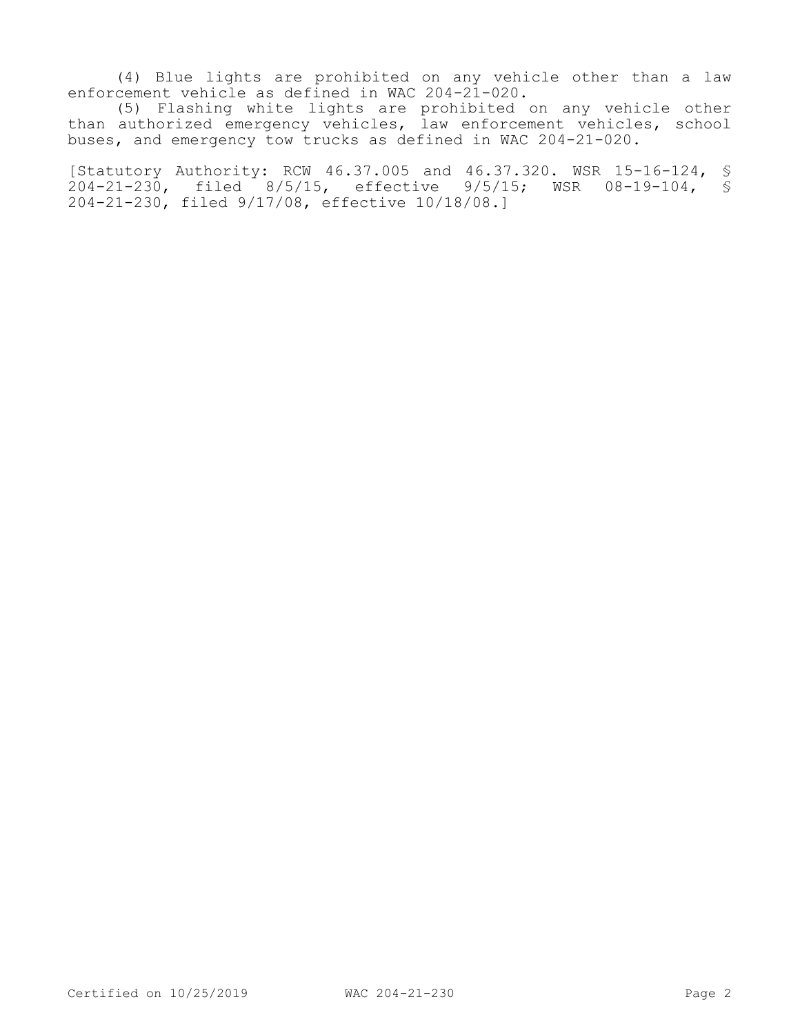(4) Blue lights are prohibited on any vehicle other than a law enforcement vehicle as defined in WAC 204-21-020.

(5) Flashing white lights are prohibited on any vehicle other than authorized emergency vehicles, law enforcement vehicles, school buses, and emergency tow trucks as defined in WAC 204-21-020.

[Statutory Authority: RCW 46.37.005 and 46.37.320. WSR 15-16-124, § 204-21-230, filed 8/5/15, effective 9/5/15; WSR 08-19-104, § 204-21-230, filed 9/17/08, effective 10/18/08.]